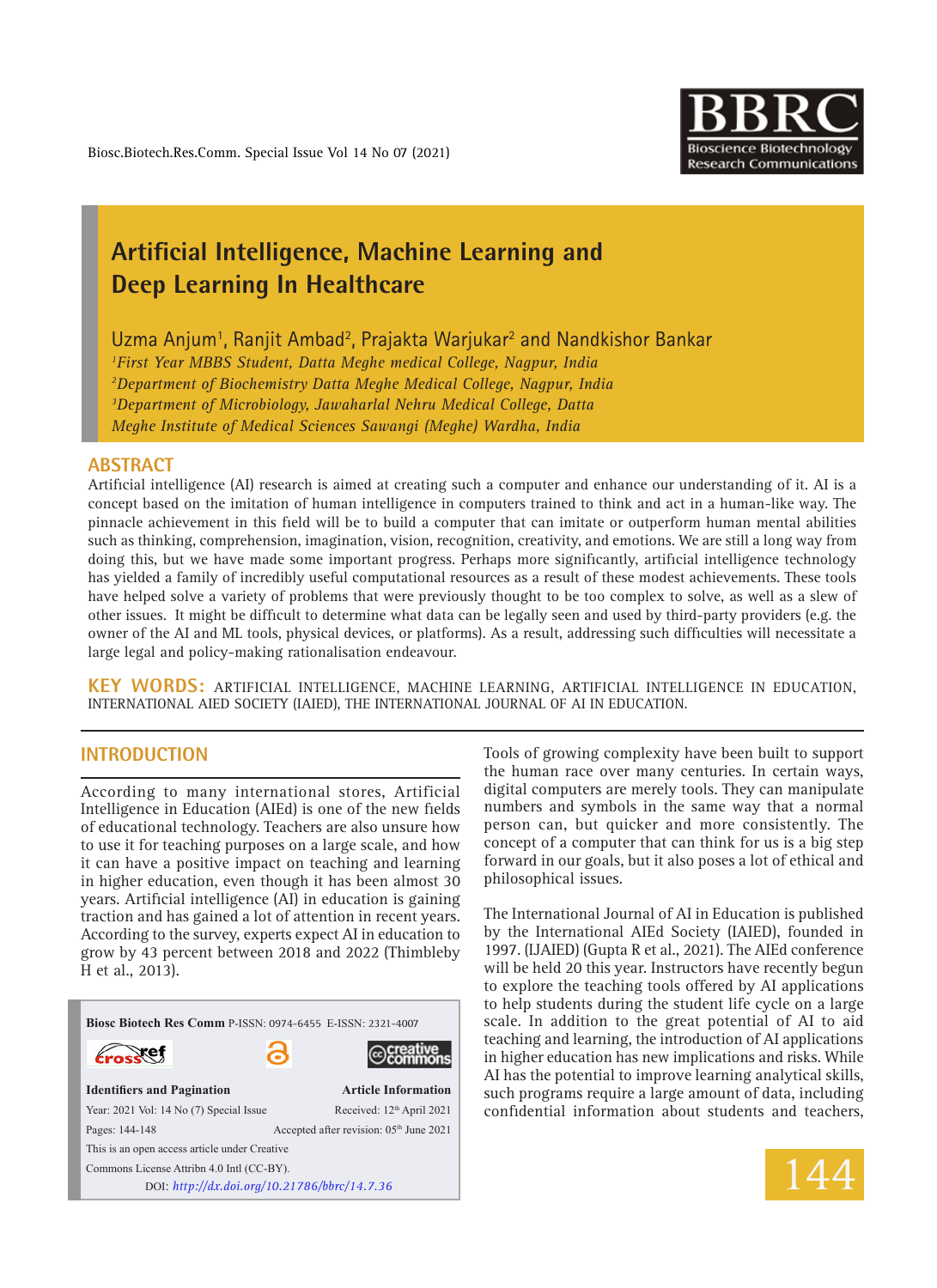# Artificial Intelligence, Machine Learning and Deep Learning In Healthcare

Uzma Anjum[1], Ranjit Ambad[2], Prajakta Warjukar[2] and Nandkishor Bankar

*[1]First Year MBBS Student, Datta Meghe medical College, Nagpur, India*
*[2]Department of Biochemistry Datta Meghe Medical College, Nagpur, India*
*[3]Department of Microbiology, Jawaharlal Nehru Medical College, Datta Meghe Institute of Medical Sciences Sawangi (Meghe) Wardha, India*

## ABSTRACT

Artificial intelligence (AI) research is aimed at creating such a computer and enhance our understanding of it. AI is a concept based on the imitation of human intelligence in computers trained to think and act in a human-like way. The pinnacle achievement in this field will be to build a computer that can imitate or outperform human mental abilities such as thinking, comprehension, imagination, vision, recognition, creativity, and emotions. We are still a long way from doing this, but we have made some important progress. Perhaps more significantly, artificial intelligence technology has yielded a family of incredibly useful computational resources as a result of these modest achievements. These tools have helped solve a variety of problems that were previously thought to be too complex to solve, as well as a slew of other issues. It might be difficult to determine what data can be legally seen and used by third-party providers (e.g. the owner of the AI and ML tools, physical devices, or platforms). As a result, addressing such difficulties will necessitate a large legal and policy-making rationalisation endeavour.

**KEY WORDS:** ARTIFICIAL INTELLIGENCE, MACHINE LEARNING, ARTIFICIAL INTELLIGENCE IN EDUCATION, INTERNATIONAL AIED SOCIETY (IAIED), THE INTERNATIONAL JOURNAL OF AI IN EDUCATION.

## INTRODUCTION

According to many international stores, Artificial Intelligence in Education (AIEd) is one of the new fields of educational technology. Teachers are also unsure how to use it for teaching purposes on a large scale, and how it can have a positive impact on teaching and learning in higher education, even though it has been almost 30 years. Artificial intelligence (AI) in education is gaining traction and has gained a lot of attention in recent years. According to the survey, experts expect AI in education to grow by 43 percent between 2018 and 2022 (Thimbleby H et al., 2013).

**Biosc Biotech Res Comm** P-ISSN: 0974-6455 E-ISSN: 2321-4007

| Identifiers and Pagination | Article Information |
|---|---|
| Year: 2021 Vol: 14 No (7) Special Issue | Received: 12th April 2021 |
| Pages: 144-148 | Accepted after revision: 05th June 2021 |

This is an open access article under Creative Commons License Attribn 4.0 Intl (CC-BY).

DOI: *http://dx.doi.org/10.21786/bbrc/14.7.36*

Tools of growing complexity have been built to support the human race over many centuries. In certain ways, digital computers are merely tools. They can manipulate numbers and symbols in the same way that a normal person can, but quicker and more consistently. The concept of a computer that can think for us is a big step forward in our goals, but it also poses a lot of ethical and philosophical issues.

The International Journal of AI in Education is published by the International AIEd Society (IAIED), founded in 1997. (IJAIED) (Gupta R et al., 2021). The AIEd conference will be held 20 this year. Instructors have recently begun to explore the teaching tools offered by AI applications to help students during the student life cycle on a large scale. In addition to the great potential of AI to aid teaching and learning, the introduction of AI applications in higher education has new implications and risks. While AI has the potential to improve learning analytical skills, such programs require a large amount of data, including confidential information about students and teachers,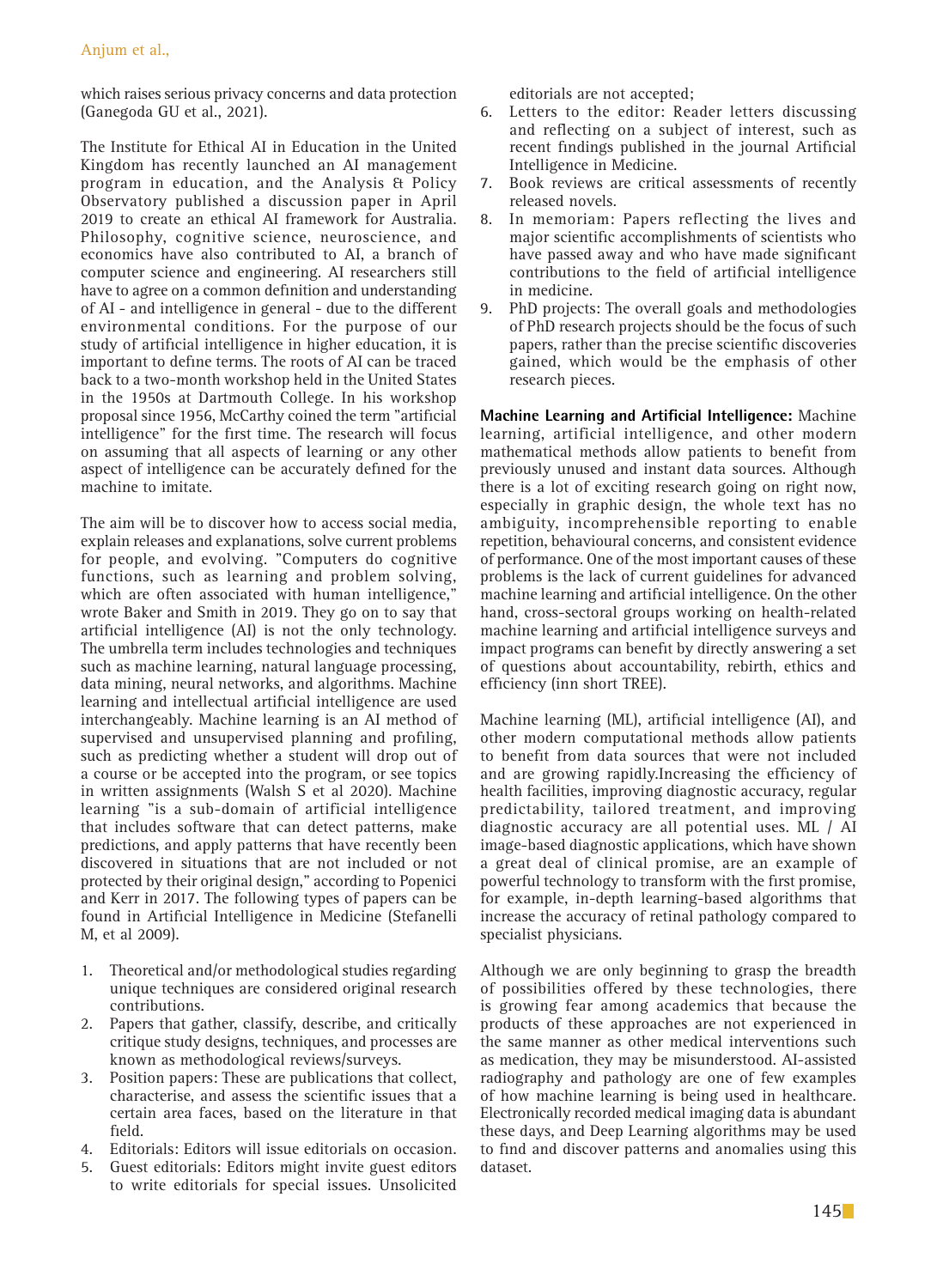which raises serious privacy concerns and data protection (Ganegoda GU et al., 2021).

The Institute for Ethical AI in Education in the United Kingdom has recently launched an AI management program in education, and the Analysis & Policy Observatory published a discussion paper in April 2019 to create an ethical AI framework for Australia. Philosophy, cognitive science, neuroscience, and economics have also contributed to AI, a branch of computer science and engineering. AI researchers still have to agree on a common definition and understanding of AI - and intelligence in general - due to the different environmental conditions. For the purpose of our study of artificial intelligence in higher education, it is important to define terms. The roots of AI can be traced back to a two-month workshop held in the United States in the 1950s at Dartmouth College. In his workshop proposal since 1956, McCarthy coined the term "artificial intelligence" for the first time. The research will focus on assuming that all aspects of learning or any other aspect of intelligence can be accurately defined for the machine to imitate.

The aim will be to discover how to access social media, explain releases and explanations, solve current problems for people, and evolving. "Computers do cognitive functions, such as learning and problem solving, which are often associated with human intelligence," wrote Baker and Smith in 2019. They go on to say that artificial intelligence (AI) is not the only technology. The umbrella term includes technologies and techniques such as machine learning, natural language processing, data mining, neural networks, and algorithms. Machine learning and intellectual artificial intelligence are used interchangeably. Machine learning is an AI method of supervised and unsupervised planning and profiling, such as predicting whether a student will drop out of a course or be accepted into the program, or see topics in written assignments (Walsh S et al 2020). Machine learning "is a sub-domain of artificial intelligence that includes software that can detect patterns, make predictions, and apply patterns that have recently been discovered in situations that are not included or not protected by their original design," according to Popenici and Kerr in 2017. The following types of papers can be found in Artificial Intelligence in Medicine (Stefanelli M, et al 2009).

1. Theoretical and/or methodological studies regarding unique techniques are considered original research contributions.
2. Papers that gather, classify, describe, and critically critique study designs, techniques, and processes are known as methodological reviews/surveys.
3. Position papers: These are publications that collect, characterise, and assess the scientific issues that a certain area faces, based on the literature in that field.
4. Editorials: Editors will issue editorials on occasion.
5. Guest editorials: Editors might invite guest editors to write editorials for special issues. Unsolicited editorials are not accepted;
6. Letters to the editor: Reader letters discussing and reflecting on a subject of interest, such as recent findings published in the journal Artificial Intelligence in Medicine.
7. Book reviews are critical assessments of recently released novels.
8. In memoriam: Papers reflecting the lives and major scientific accomplishments of scientists who have passed away and who have made significant contributions to the field of artificial intelligence in medicine.
9. PhD projects: The overall goals and methodologies of PhD research projects should be the focus of such papers, rather than the precise scientific discoveries gained, which would be the emphasis of other research pieces.

**Machine Learning and Artificial Intelligence:** Machine learning, artificial intelligence, and other modern mathematical methods allow patients to benefit from previously unused and instant data sources. Although there is a lot of exciting research going on right now, especially in graphic design, the whole text has no ambiguity, incomprehensible reporting to enable repetition, behavioural concerns, and consistent evidence of performance. One of the most important causes of these problems is the lack of current guidelines for advanced machine learning and artificial intelligence. On the other hand, cross-sectoral groups working on health-related machine learning and artificial intelligence surveys and impact programs can benefit by directly answering a set of questions about accountability, rebirth, ethics and efficiency (inn short TREE).

Machine learning (ML), artificial intelligence (AI), and other modern computational methods allow patients to benefit from data sources that were not included and are growing rapidly.Increasing the efficiency of health facilities, improving diagnostic accuracy, regular predictability, tailored treatment, and improving diagnostic accuracy are all potential uses. ML / AI image-based diagnostic applications, which have shown a great deal of clinical promise, are an example of powerful technology to transform with the first promise, for example, in-depth learning-based algorithms that increase the accuracy of retinal pathology compared to specialist physicians.

Although we are only beginning to grasp the breadth of possibilities offered by these technologies, there is growing fear among academics that because the products of these approaches are not experienced in the same manner as other medical interventions such as medication, they may be misunderstood. AI-assisted radiography and pathology are one of few examples of how machine learning is being used in healthcare. Electronically recorded medical imaging data is abundant these days, and Deep Learning algorithms may be used to find and discover patterns and anomalies using this dataset.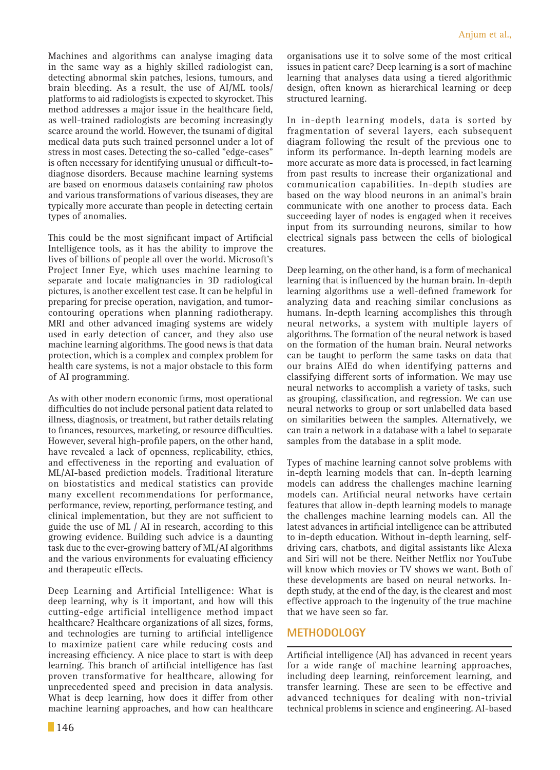Machines and algorithms can analyse imaging data in the same way as a highly skilled radiologist can, detecting abnormal skin patches, lesions, tumours, and brain bleeding. As a result, the use of AI/ML tools/platforms to aid radiologists is expected to skyrocket. This method addresses a major issue in the healthcare field, as well-trained radiologists are becoming increasingly scarce around the world. However, the tsunami of digital medical data puts such trained personnel under a lot of stress in most cases. Detecting the so-called "edge-cases" is often necessary for identifying unusual or difficult-to-diagnose disorders. Because machine learning systems are based on enormous datasets containing raw photos and various transformations of various diseases, they are typically more accurate than people in detecting certain types of anomalies.

This could be the most significant impact of Artificial Intelligence tools, as it has the ability to improve the lives of billions of people all over the world. Microsoft's Project Inner Eye, which uses machine learning to separate and locate malignancies in 3D radiological pictures, is another excellent test case. It can be helpful in preparing for precise operation, navigation, and tumor-contouring operations when planning radiotherapy. MRI and other advanced imaging systems are widely used in early detection of cancer, and they also use machine learning algorithms. The good news is that data protection, which is a complex and complex problem for health care systems, is not a major obstacle to this form of AI programming.

As with other modern economic firms, most operational difficulties do not include personal patient data related to illness, diagnosis, or treatment, but rather details relating to finances, resources, marketing, or resource difficulties. However, several high-profile papers, on the other hand, have revealed a lack of openness, replicability, ethics, and effectiveness in the reporting and evaluation of ML/AI-based prediction models. Traditional literature on biostatistics and medical statistics can provide many excellent recommendations for performance, performance, review, reporting, performance testing, and clinical implementation, but they are not sufficient to guide the use of ML / AI in research, according to this growing evidence. Building such advice is a daunting task due to the ever-growing battery of ML/AI algorithms and the various environments for evaluating efficiency and therapeutic effects.

Deep Learning and Artificial Intelligence: What is deep learning, why is it important, and how will this cutting-edge artificial intelligence method impact healthcare? Healthcare organizations of all sizes, forms, and technologies are turning to artificial intelligence to maximize patient care while reducing costs and increasing efficiency. A nice place to start is with deep learning. This branch of artificial intelligence has fast proven transformative for healthcare, allowing for unprecedented speed and precision in data analysis. What is deep learning, how does it differ from other machine learning approaches, and how can healthcare organisations use it to solve some of the most critical issues in patient care? Deep learning is a sort of machine learning that analyses data using a tiered algorithmic design, often known as hierarchical learning or deep structured learning.

In in-depth learning models, data is sorted by fragmentation of several layers, each subsequent diagram following the result of the previous one to inform its performance. In-depth learning models are more accurate as more data is processed, in fact learning from past results to increase their organizational and communication capabilities. In-depth studies are based on the way blood neurons in an animal's brain communicate with one another to process data. Each succeeding layer of nodes is engaged when it receives input from its surrounding neurons, similar to how electrical signals pass between the cells of biological creatures.

Deep learning, on the other hand, is a form of mechanical learning that is influenced by the human brain. In-depth learning algorithms use a well-defined framework for analyzing data and reaching similar conclusions as humans. In-depth learning accomplishes this through neural networks, a system with multiple layers of algorithms. The formation of the neural network is based on the formation of the human brain. Neural networks can be taught to perform the same tasks on data that our brains AIEd do when identifying patterns and classifying different sorts of information. We may use neural networks to accomplish a variety of tasks, such as grouping, classification, and regression. We can use neural networks to group or sort unlabelled data based on similarities between the samples. Alternatively, we can train a network in a database with a label to separate samples from the database in a split mode.

Types of machine learning cannot solve problems with in-depth learning models that can. In-depth learning models can address the challenges machine learning models can. Artificial neural networks have certain features that allow in-depth learning models to manage the challenges machine learning models can. All the latest advances in artificial intelligence can be attributed to in-depth education. Without in-depth learning, self-driving cars, chatbots, and digital assistants like Alexa and Siri will not be there. Neither Netflix nor YouTube will know which movies or TV shows we want. Both of these developments are based on neural networks. In-depth study, at the end of the day, is the clearest and most effective approach to the ingenuity of the true machine that we have seen so far.

## METHODOLOGY

Artificial intelligence (AI) has advanced in recent years for a wide range of machine learning approaches, including deep learning, reinforcement learning, and transfer learning. These are seen to be effective and advanced techniques for dealing with non-trivial technical problems in science and engineering. AI-based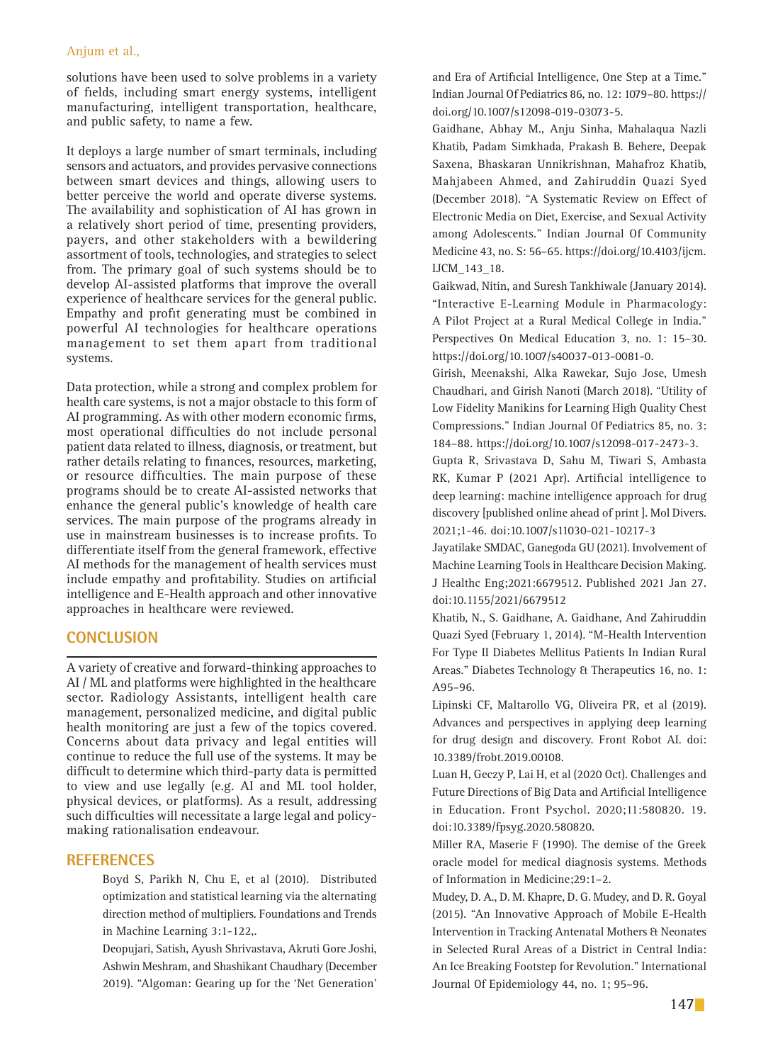solutions have been used to solve problems in a variety of fields, including smart energy systems, intelligent manufacturing, intelligent transportation, healthcare, and public safety, to name a few.

It deploys a large number of smart terminals, including sensors and actuators, and provides pervasive connections between smart devices and things, allowing users to better perceive the world and operate diverse systems. The availability and sophistication of AI has grown in a relatively short period of time, presenting providers, payers, and other stakeholders with a bewildering assortment of tools, technologies, and strategies to select from. The primary goal of such systems should be to develop AI-assisted platforms that improve the overall experience of healthcare services for the general public. Empathy and profit generating must be combined in powerful AI technologies for healthcare operations management to set them apart from traditional systems.

Data protection, while a strong and complex problem for health care systems, is not a major obstacle to this form of AI programming. As with other modern economic firms, most operational difficulties do not include personal patient data related to illness, diagnosis, or treatment, but rather details relating to finances, resources, marketing, or resource difficulties. The main purpose of these programs should be to create AI-assisted networks that enhance the general public's knowledge of health care services. The main purpose of the programs already in use in mainstream businesses is to increase profits. To differentiate itself from the general framework, effective AI methods for the management of health services must include empathy and profitability. Studies on artificial intelligence and E-Health approach and other innovative approaches in healthcare were reviewed.

## CONCLUSION

A variety of creative and forward-thinking approaches to AI / ML and platforms were highlighted in the healthcare sector. Radiology Assistants, intelligent health care management, personalized medicine, and digital public health monitoring are just a few of the topics covered. Concerns about data privacy and legal entities will continue to reduce the full use of the systems. It may be difficult to determine which third-party data is permitted to view and use legally (e.g. AI and ML tool holder, physical devices, or platforms). As a result, addressing such difficulties will necessitate a large legal and policy-making rationalisation endeavour.

## REFERENCES

Boyd S, Parikh N, Chu E, et al (2010). Distributed optimization and statistical learning via the alternating direction method of multipliers. Foundations and Trends in Machine Learning 3:1-122,.

Deopujari, Satish, Ayush Shrivastava, Akruti Gore Joshi, Ashwin Meshram, and Shashikant Chaudhary (December 2019). "Algoman: Gearing up for the 'Net Generation' and Era of Artificial Intelligence, One Step at a Time." Indian Journal Of Pediatrics 86, no. 12: 1079–80. https://doi.org/10.1007/s12098-019-03073-5.

Gaidhane, Abhay M., Anju Sinha, Mahalaqua Nazli Khatib, Padam Simkhada, Prakash B. Behere, Deepak Saxena, Bhaskaran Unnikrishnan, Mahafroz Khatib, Mahjabeen Ahmed, and Zahiruddin Quazi Syed (December 2018). "A Systematic Review on Effect of Electronic Media on Diet, Exercise, and Sexual Activity among Adolescents." Indian Journal Of Community Medicine 43, no. S: 56–65. https://doi.org/10.4103/ijcm.IJCM_143_18.

Gaikwad, Nitin, and Suresh Tankhiwale (January 2014). "Interactive E-Learning Module in Pharmacology: A Pilot Project at a Rural Medical College in India." Perspectives On Medical Education 3, no. 1: 15–30. https://doi.org/10.1007/s40037-013-0081-0.

Girish, Meenakshi, Alka Rawekar, Sujo Jose, Umesh Chaudhari, and Girish Nanoti (March 2018). "Utility of Low Fidelity Manikins for Learning High Quality Chest Compressions." Indian Journal Of Pediatrics 85, no. 3: 184–88. https://doi.org/10.1007/s12098-017-2473-3.

Gupta R, Srivastava D, Sahu M, Tiwari S, Ambasta RK, Kumar P (2021 Apr). Artificial intelligence to deep learning: machine intelligence approach for drug discovery [published online ahead of print ]. Mol Divers. 2021;1-46. doi:10.1007/s11030-021-10217-3

Jayatilake SMDAC, Ganegoda GU (2021). Involvement of Machine Learning Tools in Healthcare Decision Making. J Healthc Eng;2021:6679512. Published 2021 Jan 27. doi:10.1155/2021/6679512

Khatib, N., S. Gaidhane, A. Gaidhane, And Zahiruddin Quazi Syed (February 1, 2014). "M-Health Intervention For Type II Diabetes Mellitus Patients In Indian Rural Areas." Diabetes Technology & Therapeutics 16, no. 1: A95–96.

Lipinski CF, Maltarollo VG, Oliveira PR, et al (2019). Advances and perspectives in applying deep learning for drug design and discovery. Front Robot AI. doi: 10.3389/frobt.2019.00108.

Luan H, Geczy P, Lai H, et al (2020 Oct). Challenges and Future Directions of Big Data and Artificial Intelligence in Education. Front Psychol. 2020;11:580820. 19. doi:10.3389/fpsyg.2020.580820.

Miller RA, Maserie F (1990). The demise of the Greek oracle model for medical diagnosis systems. Methods of Information in Medicine;29:1–2.

Mudey, D. A., D. M. Khapre, D. G. Mudey, and D. R. Goyal (2015). "An Innovative Approach of Mobile E-Health Intervention in Tracking Antenatal Mothers & Neonates in Selected Rural Areas of a District in Central India: An Ice Breaking Footstep for Revolution." International Journal Of Epidemiology 44, no. 1; 95–96.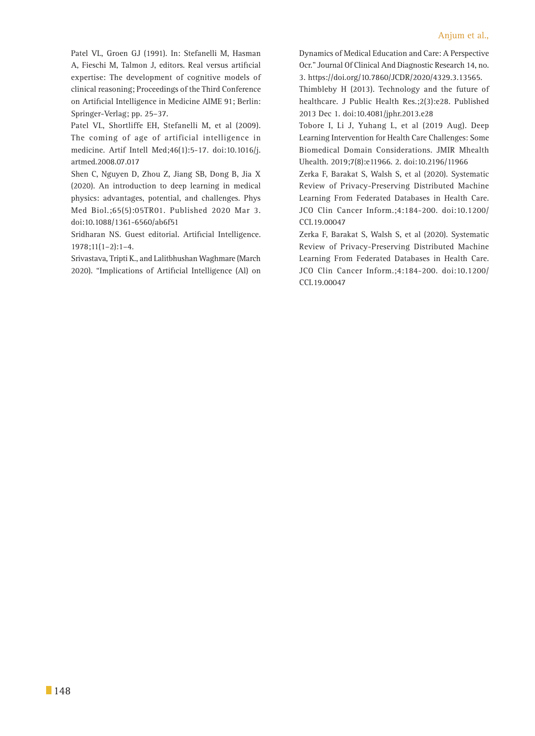Patel VL, Groen GJ (1991). In: Stefanelli M, Hasman A, Fieschi M, Talmon J, editors. Real versus artificial expertise: The development of cognitive models of clinical reasoning; Proceedings of the Third Conference on Artificial Intelligence in Medicine AIME 91; Berlin: Springer-Verlag; pp. 25–37.

Patel VL, Shortliffe EH, Stefanelli M, et al (2009). The coming of age of artificial intelligence in medicine. Artif Intell Med;46(1):5-17. doi:10.1016/j.artmed.2008.07.017

Shen C, Nguyen D, Zhou Z, Jiang SB, Dong B, Jia X (2020). An introduction to deep learning in medical physics: advantages, potential, and challenges. Phys Med Biol.;65(5):05TR01. Published 2020 Mar 3. doi:10.1088/1361-6560/ab6f51

Sridharan NS. Guest editorial. Artificial Intelligence. 1978;11(1–2):1–4.

Srivastava, Tripti K., and Lalitbhushan Waghmare (March 2020). "Implications of Artificial Intelligence (AI) on Dynamics of Medical Education and Care: A Perspective Ocr." Journal Of Clinical And Diagnostic Research 14, no. 3. https://doi.org/10.7860/JCDR/2020/4329.3.13565.

Thimbleby H (2013). Technology and the future of healthcare. J Public Health Res.;2(3):e28. Published 2013 Dec 1. doi:10.4081/jphr.2013.e28

Tobore I, Li J, Yuhang L, et al (2019 Aug). Deep Learning Intervention for Health Care Challenges: Some Biomedical Domain Considerations. JMIR Mhealth Uhealth. 2019;7(8):e11966. 2. doi:10.2196/11966

Zerka F, Barakat S, Walsh S, et al (2020). Systematic Review of Privacy-Preserving Distributed Machine Learning From Federated Databases in Health Care. JCO Clin Cancer Inform.;4:184-200. doi:10.1200/CCI.19.00047

Zerka F, Barakat S, Walsh S, et al (2020). Systematic Review of Privacy-Preserving Distributed Machine Learning From Federated Databases in Health Care. JCO Clin Cancer Inform.;4:184-200. doi:10.1200/CCI.19.00047